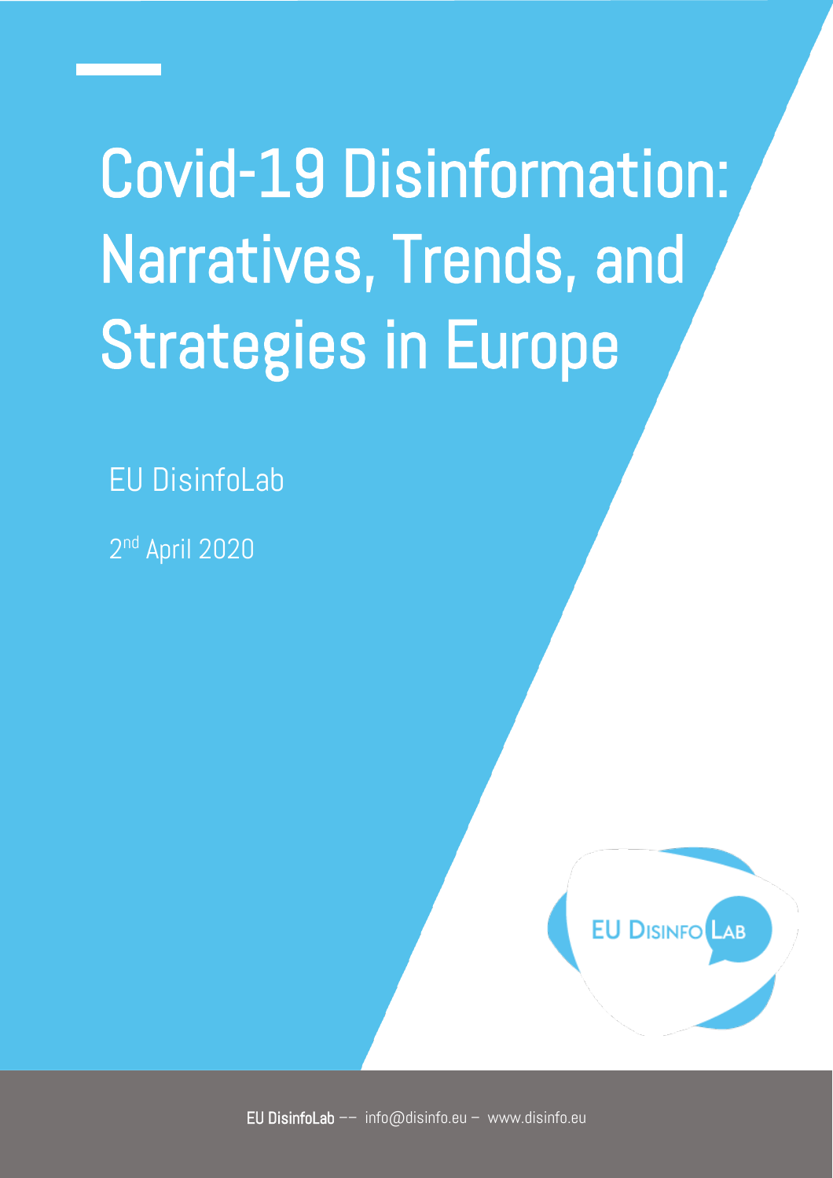# Covid-19 Disinformation: Narratives, Trends, and Strategies in Europe

EU DisinfoLab

2nd April 2020

**EU DisinfoLab** –– info@disinfo.eu – www.disinfo.eu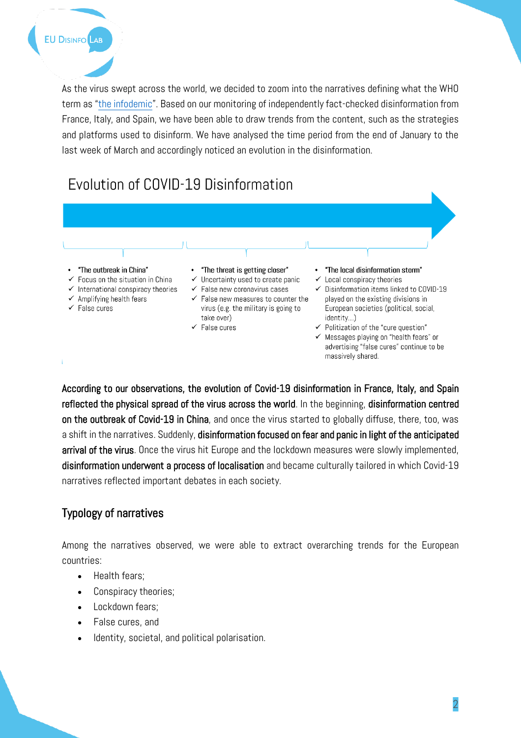As the virus swept across the world, we decided to zoom into the narratives defining what the WHO term as "the infodemic". Based on our monitoring of independently fact-checked disinformation from France, Italy, and Spain, we have been able to draw trends from the content, such as the strategies and platforms used to disinform. We have analysed the time period from the end of January to the last week of March and accordingly noticed an evolution in the disinformation.

## Evolution of COVID-19 Disinformation

- **"The outbreak in China"**
  - ✓ Focus on the situation in China
  - ✓ International conspiracy theories
  - ✓ Amplifying health fears
  - ✓ False cures

- **"The threat is getting closer"**
  - ✓ Uncertainty used to create panic
  - ✓ False new coronavirus cases
  - ✓ False new measures to counter the virus (e.g. the military is going to take over)
  - ✓ False cures

- **"The local disinformation storm"**
  - ✓ Local conspiracy theories
  - ✓ Disinformation items linked to COVID-19 played on the existing divisions in European societies (political, social, identity…)
  - ✓ Politization of the "cure question"
  - ✓ Messages playing on "health fears" or advertising "false cures" continue to be massively shared.

**According to our observations, the evolution of Covid-19 disinformation in France, Italy, and Spain reflected the physical spread of the virus across the world**. In the beginning, **disinformation centred on the outbreak of Covid-19 in China**, and once the virus started to globally diffuse, there, too, was a shift in the narratives. Suddenly, **disinformation focused on fear and panic in light of the anticipated arrival of the virus**. Once the virus hit Europe and the lockdown measures were slowly implemented, **disinformation underwent a process of localisation** and became culturally tailored in which Covid-19 narratives reflected important debates in each society.

### Typology of narratives

Among the narratives observed, we were able to extract overarching trends for the European countries:

- Health fears;
- Conspiracy theories;
- Lockdown fears;
- False cures, and
- Identity, societal, and political polarisation.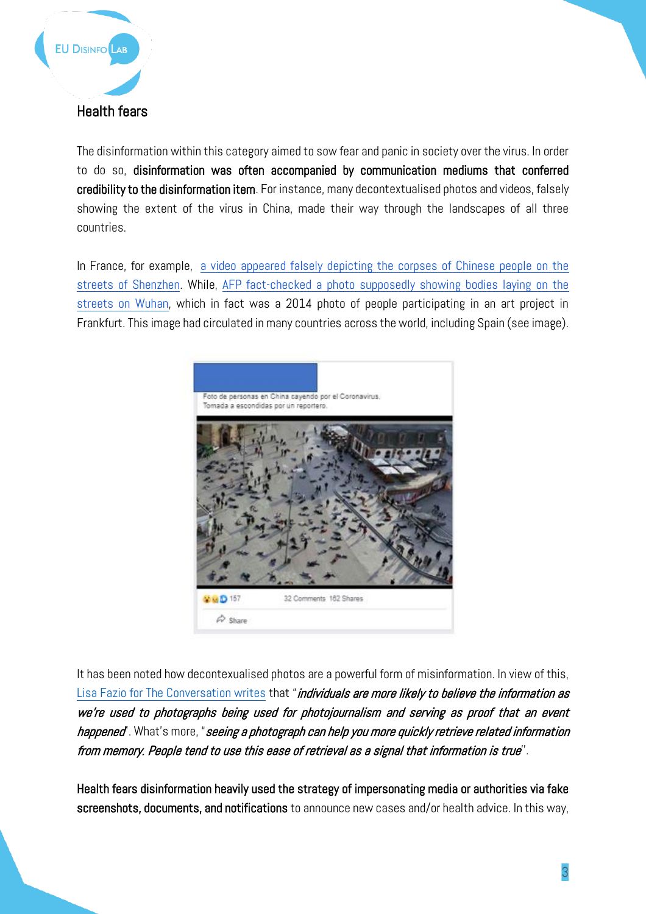## Health fears

The disinformation within this category aimed to sow fear and panic in society over the virus. In order to do so, **disinformation was often accompanied by communication mediums that conferred credibility to the disinformation item**. For instance, many decontextualised photos and videos, falsely showing the extent of the virus in China, made their way through the landscapes of all three countries.

In France, for example, a video appeared falsely depicting the corpses of Chinese people on the streets of Shenzhen. While, AFP fact-checked a photo supposedly showing bodies laying on the streets on Wuhan, which in fact was a 2014 photo of people participating in an art project in Frankfurt. This image had circulated in many countries across the world, including Spain (see image).

It has been noted how decontexualised photos are a powerful form of misinformation. In view of this, Lisa Fazio for The Conversation writes that "*individuals are more likely to believe the information as we're used to photographs being used for photojournalism and serving as proof that an event happened*". What's more, "*seeing a photograph can help you more quickly retrieve related information from memory. People tend to use this ease of retrieval as a signal that information is true*".

**Health fears disinformation heavily used the strategy of impersonating media or authorities via fake screenshots, documents, and notifications** to announce new cases and/or health advice. In this way,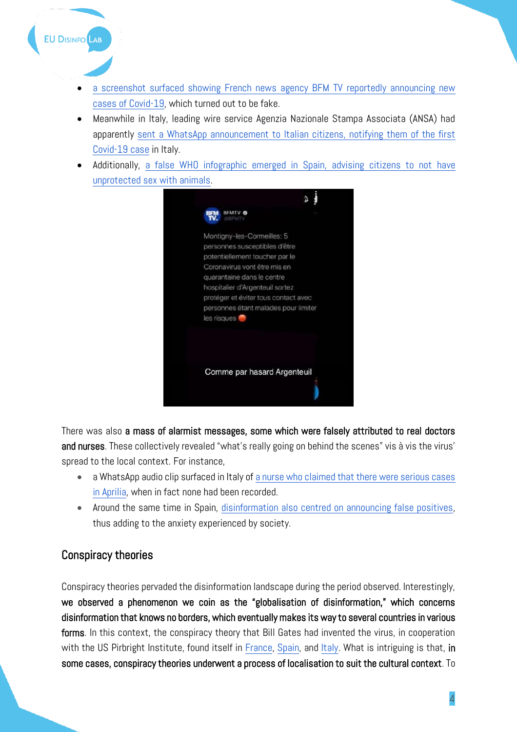- a screenshot surfaced showing French news agency BFM TV reportedly announcing new cases of Covid-19, which turned out to be fake.
- Meanwhile in Italy, leading wire service Agenzia Nazionale Stampa Associata (ANSA) had apparently sent a WhatsApp announcement to Italian citizens, notifying them of the first Covid-19 case in Italy.
- Additionally, a false WHO infographic emerged in Spain, advising citizens to not have unprotected sex with animals.

There was also **a mass of alarmist messages, some which were falsely attributed to real doctors and nurses**. These collectively revealed "what's really going on behind the scenes" vis à vis the virus' spread to the local context. For instance,

- a WhatsApp audio clip surfaced in Italy of a nurse who claimed that there were serious cases in Aprilia, when in fact none had been recorded.
- Around the same time in Spain, disinformation also centred on announcing false positives, thus adding to the anxiety experienced by society.

## Conspiracy theories

Conspiracy theories pervaded the disinformation landscape during the period observed. Interestingly, **we observed a phenomenon we coin as the "globalisation of disinformation," which concerns disinformation that knows no borders, which eventually makes its way to several countries in various forms**. In this context, the conspiracy theory that Bill Gates had invented the virus, in cooperation with the US Pirbright Institute, found itself in France, Spain, and Italy. What is intriguing is that, **in some cases, conspiracy theories underwent a process of localisation to suit the cultural context**. To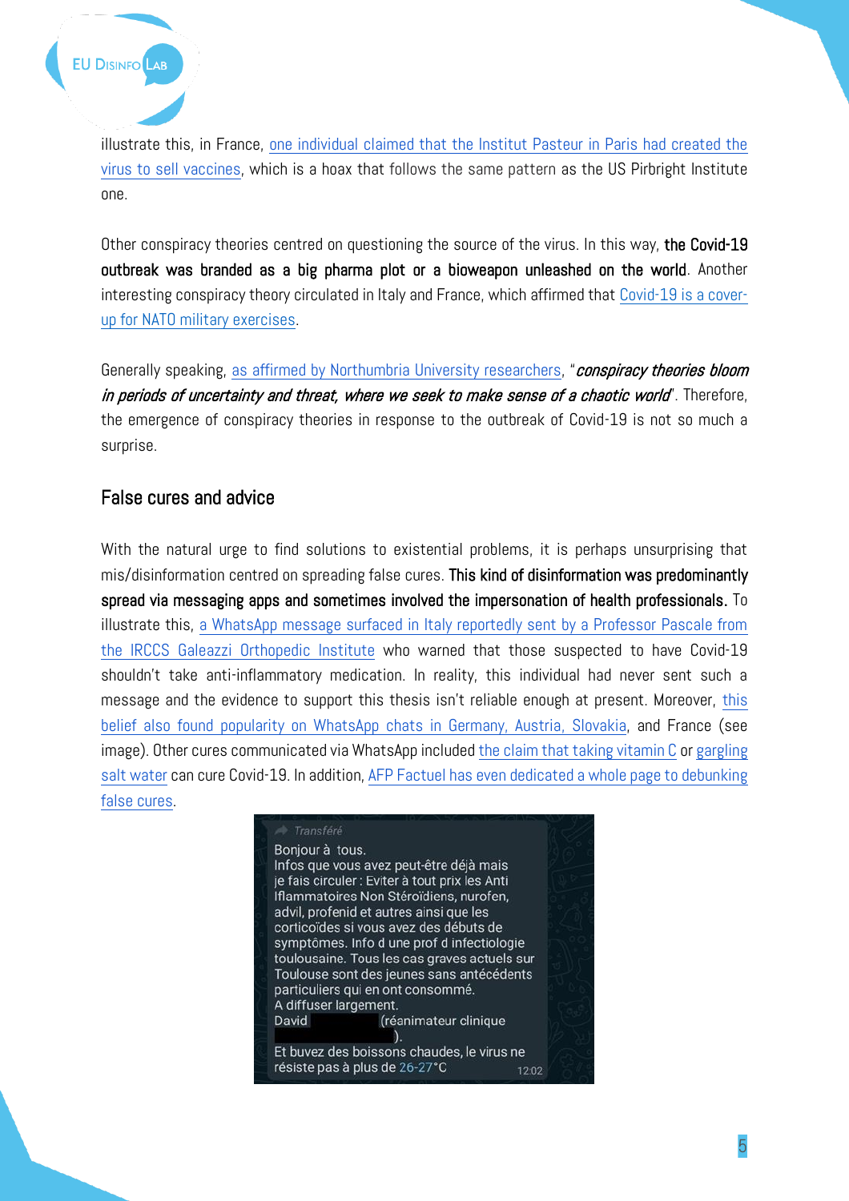illustrate this, in France, one individual claimed that the Institut Pasteur in Paris had created the virus to sell vaccines, which is a hoax that follows the same pattern as the US Pirbright Institute one.

Other conspiracy theories centred on questioning the source of the virus. In this way, **the Covid-19 outbreak was branded as a big pharma plot or a bioweapon unleashed on the world**. Another interesting conspiracy theory circulated in Italy and France, which affirmed that Covid-19 is a cover-up for NATO military exercises.

Generally speaking, as affirmed by Northumbria University researchers, "***conspiracy theories bloom in periods of uncertainty and threat, where we seek to make sense of a chaotic world***". Therefore, the emergence of conspiracy theories in response to the outbreak of Covid-19 is not so much a surprise.

## False cures and advice

With the natural urge to find solutions to existential problems, it is perhaps unsurprising that mis/disinformation centred on spreading false cures. **This kind of disinformation was predominantly spread via messaging apps and sometimes involved the impersonation of health professionals.** To illustrate this, a WhatsApp message surfaced in Italy reportedly sent by a Professor Pascale from the IRCCS Galeazzi Orthopedic Institute who warned that those suspected to have Covid-19 shouldn't take anti-inflammatory medication. In reality, this individual had never sent such a message and the evidence to support this thesis isn't reliable enough at present. Moreover, this belief also found popularity on WhatsApp chats in Germany, Austria, Slovakia, and France (see image). Other cures communicated via WhatsApp included the claim that taking vitamin C or gargling salt water can cure Covid-19. In addition, AFP Factuel has even dedicated a whole page to debunking false cures.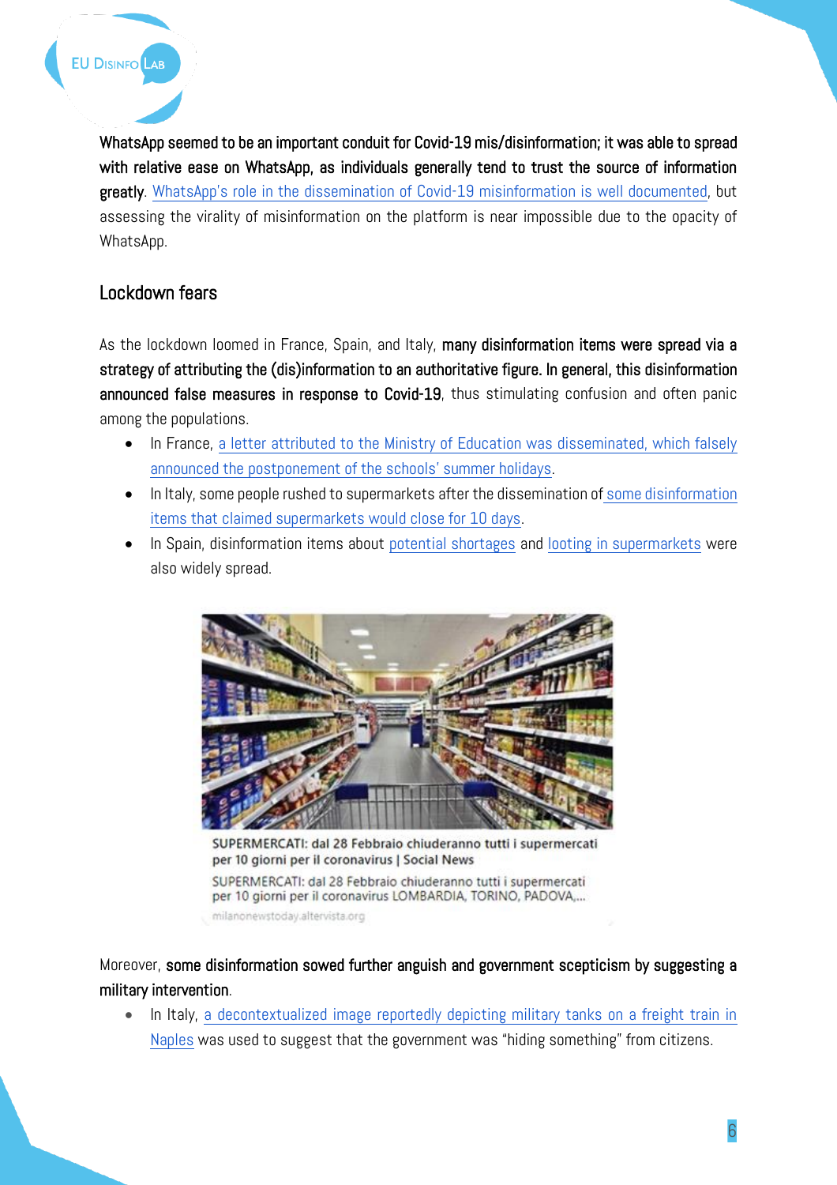**WhatsApp seemed to be an important conduit for Covid-19 mis/disinformation; it was able to spread with relative ease on WhatsApp, as individuals generally tend to trust the source of information greatly**. WhatsApp's role in the dissemination of Covid-19 misinformation is well documented, but assessing the virality of misinformation on the platform is near impossible due to the opacity of WhatsApp.

## Lockdown fears

As the lockdown loomed in France, Spain, and Italy, **many disinformation items were spread via a strategy of attributing the (dis)information to an authoritative figure. In general, this disinformation announced false measures in response to Covid-19**, thus stimulating confusion and often panic among the populations.

- In France, a letter attributed to the Ministry of Education was disseminated, which falsely announced the postponement of the schools' summer holidays.
- In Italy, some people rushed to supermarkets after the dissemination of some disinformation items that claimed supermarkets would close for 10 days.
- In Spain, disinformation items about potential shortages and looting in supermarkets were also widely spread.

SUPERMERCATI: dal 28 Febbraio chiuderanno tutti i supermercati per 10 giorni per il coronavirus | Social News

SUPERMERCATI: dal 28 Febbraio chiuderanno tutti i supermercati per 10 giorni per il coronavirus LOMBARDIA, TORINO, PADOVA,...

milanonewstoday.altervista.org

Moreover, **some disinformation sowed further anguish and government scepticism by suggesting a military intervention**.

- In Italy, a decontextualized image reportedly depicting military tanks on a freight train in Naples was used to suggest that the government was "hiding something" from citizens.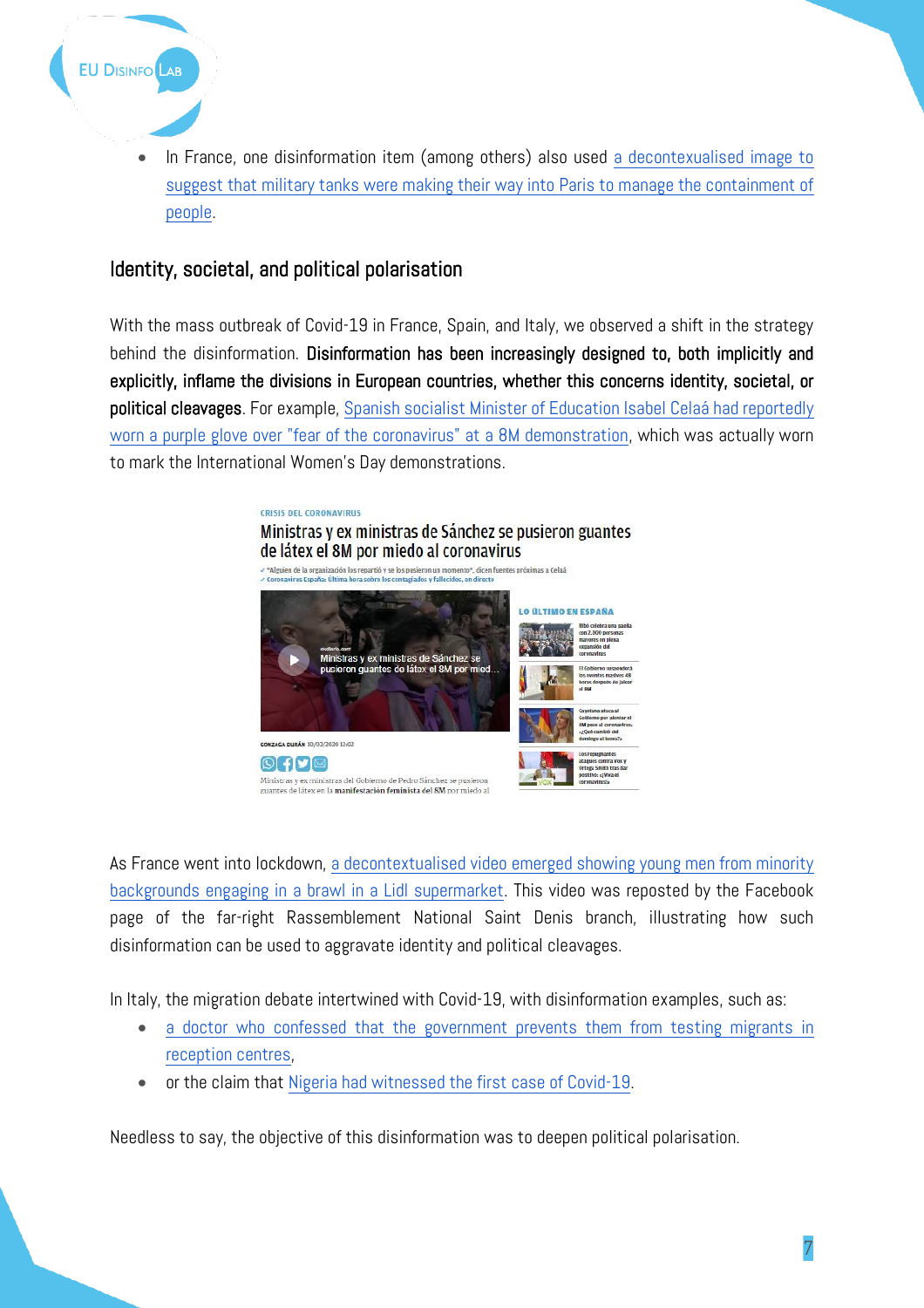- In France, one disinformation item (among others) also used a decontexualised image to suggest that military tanks were making their way into Paris to manage the containment of people.

## Identity, societal, and political polarisation

With the mass outbreak of Covid-19 in France, Spain, and Italy, we observed a shift in the strategy behind the disinformation. **Disinformation has been increasingly designed to, both implicitly and explicitly, inflame the divisions in European countries, whether this concerns identity, societal, or political cleavages**. For example, Spanish socialist Minister of Education Isabel Celaá had reportedly worn a purple glove over "fear of the coronavirus" at a 8M demonstration, which was actually worn to mark the International Women's Day demonstrations.

As France went into lockdown, a decontextualised video emerged showing young men from minority backgrounds engaging in a brawl in a Lidl supermarket. This video was reposted by the Facebook page of the far-right Rassemblement National Saint Denis branch, illustrating how such disinformation can be used to aggravate identity and political cleavages.

In Italy, the migration debate intertwined with Covid-19, with disinformation examples, such as:

- a doctor who confessed that the government prevents them from testing migrants in reception centres,
- or the claim that Nigeria had witnessed the first case of Covid-19.

Needless to say, the objective of this disinformation was to deepen political polarisation.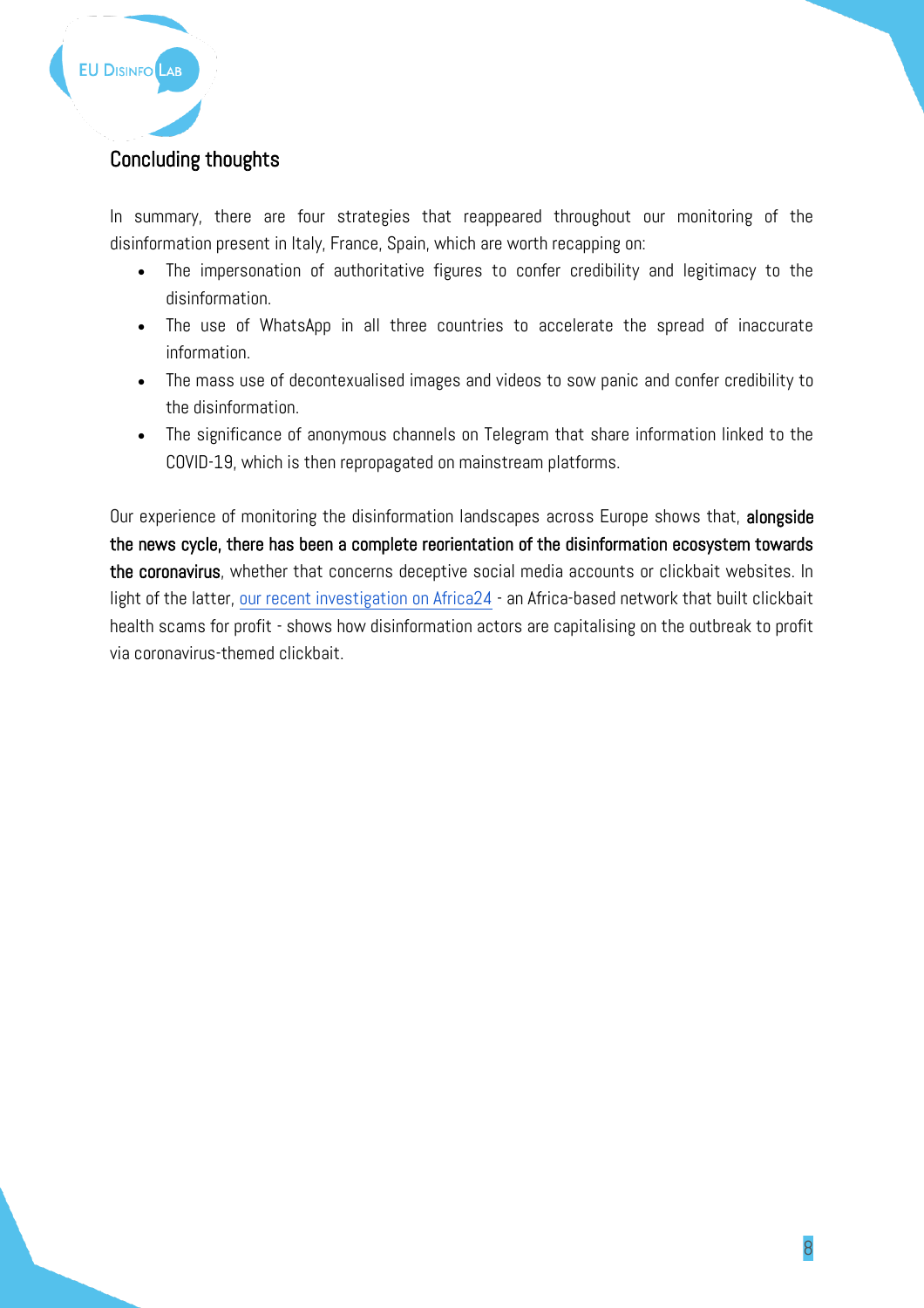## Concluding thoughts

In summary, there are four strategies that reappeared throughout our monitoring of the disinformation present in Italy, France, Spain, which are worth recapping on:

- The impersonation of authoritative figures to confer credibility and legitimacy to the disinformation.
- The use of WhatsApp in all three countries to accelerate the spread of inaccurate information.
- The mass use of decontexualised images and videos to sow panic and confer credibility to the disinformation.
- The significance of anonymous channels on Telegram that share information linked to the COVID-19, which is then repropagated on mainstream platforms.

Our experience of monitoring the disinformation landscapes across Europe shows that, **alongside the news cycle, there has been a complete reorientation of the disinformation ecosystem towards the coronavirus**, whether that concerns deceptive social media accounts or clickbait websites. In light of the latter, our recent investigation on Africa24 - an Africa-based network that built clickbait health scams for profit - shows how disinformation actors are capitalising on the outbreak to profit via coronavirus-themed clickbait.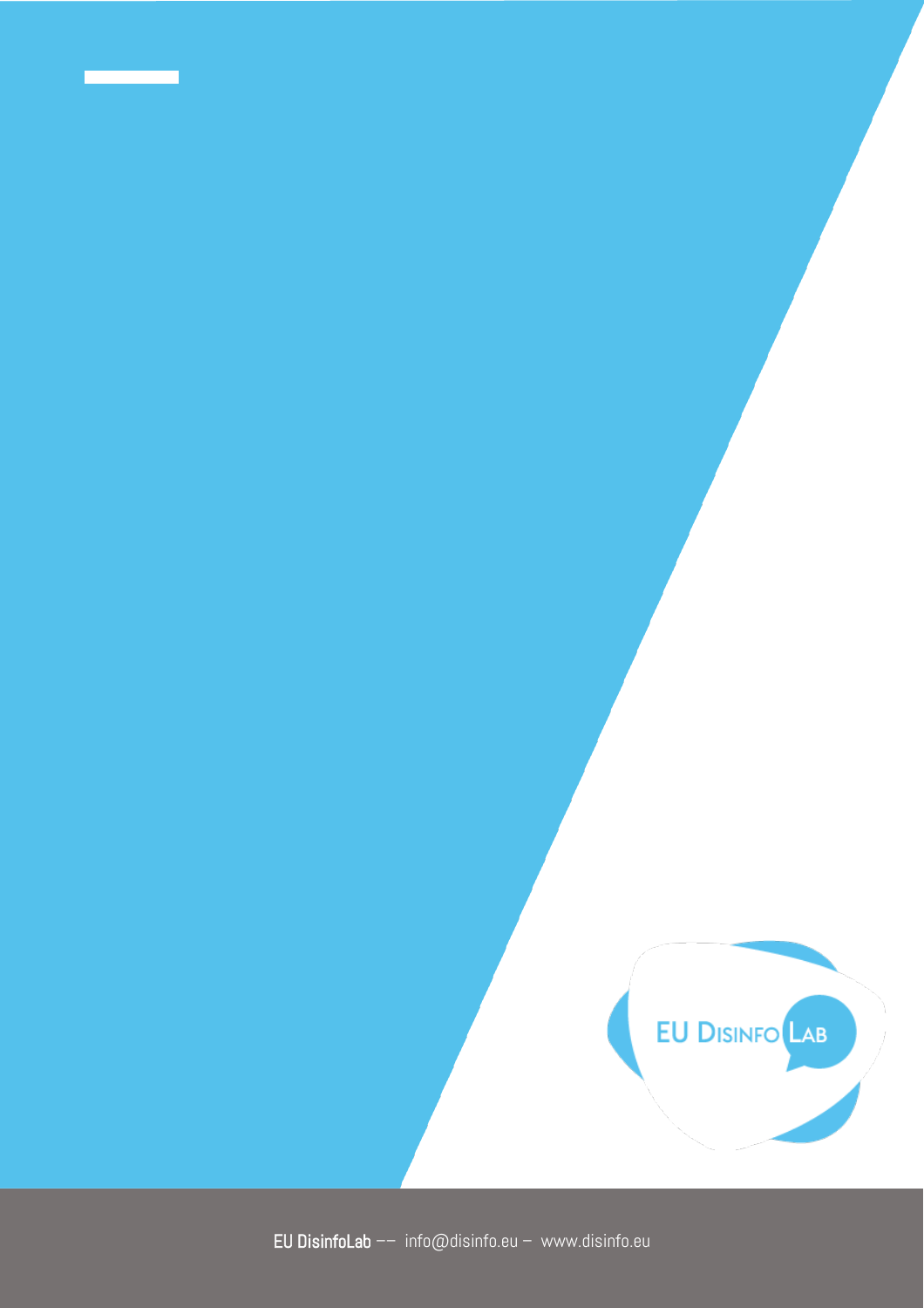EU DisinfoLab –– info@disinfo.eu – www.disinfo.eu